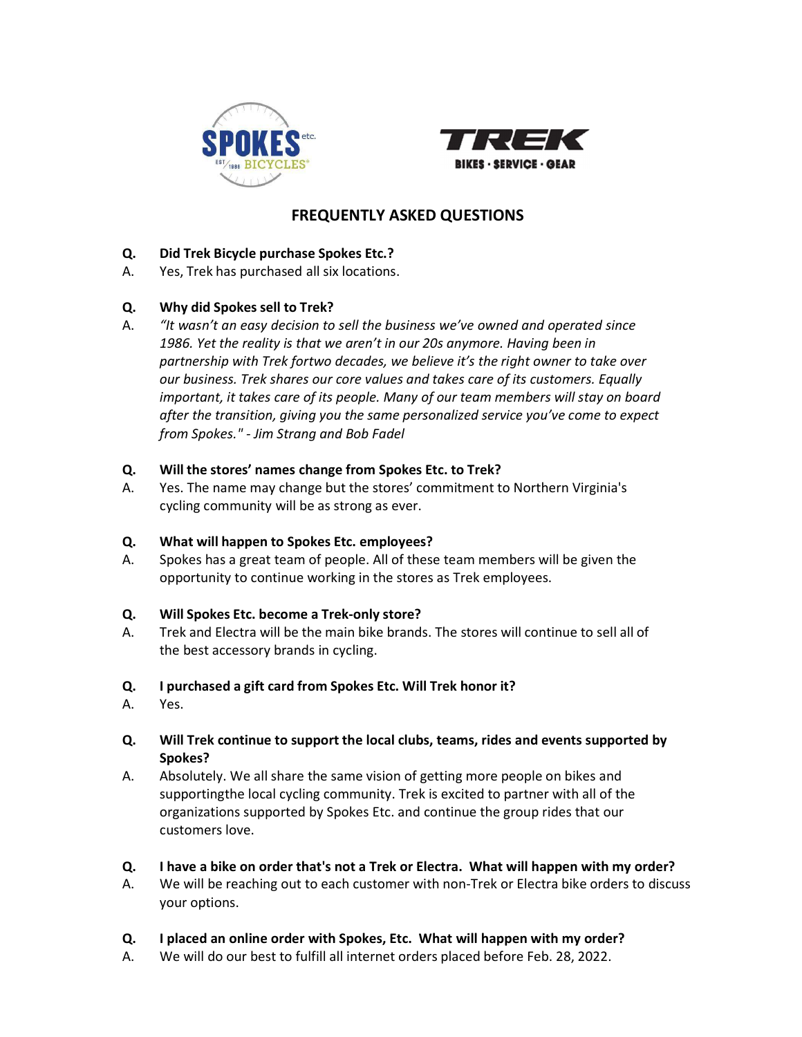# FREQUENTLY ASKED QUESTIONS

**Q. Did Trek Bicycle purchase Spokes Etc.?**

A. Yes, Trek has purchased all six locations.

**Q. Why did Spokes sell to Trek?**

A. *"It wasn't an easy decision to sell the business we've owned and operated since 1986. Yet the reality is that we aren't in our 20s anymore. Having been in partnership with Trek fortwo decades, we believe it's the right owner to take over our business. Trek shares our core values and takes care of its customers. Equally important, it takes care of its people. Many of our team members will stay on board after the transition, giving you the same personalized service you've come to expect from Spokes." - Jim Strang and Bob Fadel*

**Q. Will the stores' names change from Spokes Etc. to Trek?**

A. Yes. The name may change but the stores' commitment to Northern Virginia's cycling community will be as strong as ever.

**Q. What will happen to Spokes Etc. employees?**

A. Spokes has a great team of people. All of these team members will be given the opportunity to continue working in the stores as Trek employees.

**Q. Will Spokes Etc. become a Trek-only store?**

A. Trek and Electra will be the main bike brands. The stores will continue to sell all of the best accessory brands in cycling.

**Q. I purchased a gift card from Spokes Etc. Will Trek honor it?**

A. Yes.

**Q. Will Trek continue to support the local clubs, teams, rides and events supported by Spokes?**

A. Absolutely. We all share the same vision of getting more people on bikes and supportingthe local cycling community. Trek is excited to partner with all of the organizations supported by Spokes Etc. and continue the group rides that our customers love.

**Q. I have a bike on order that's not a Trek or Electra. What will happen with my order?**

A. We will be reaching out to each customer with non-Trek or Electra bike orders to discuss your options.

**Q. I placed an online order with Spokes, Etc. What will happen with my order?**

A. We will do our best to fulfill all internet orders placed before Feb. 28, 2022.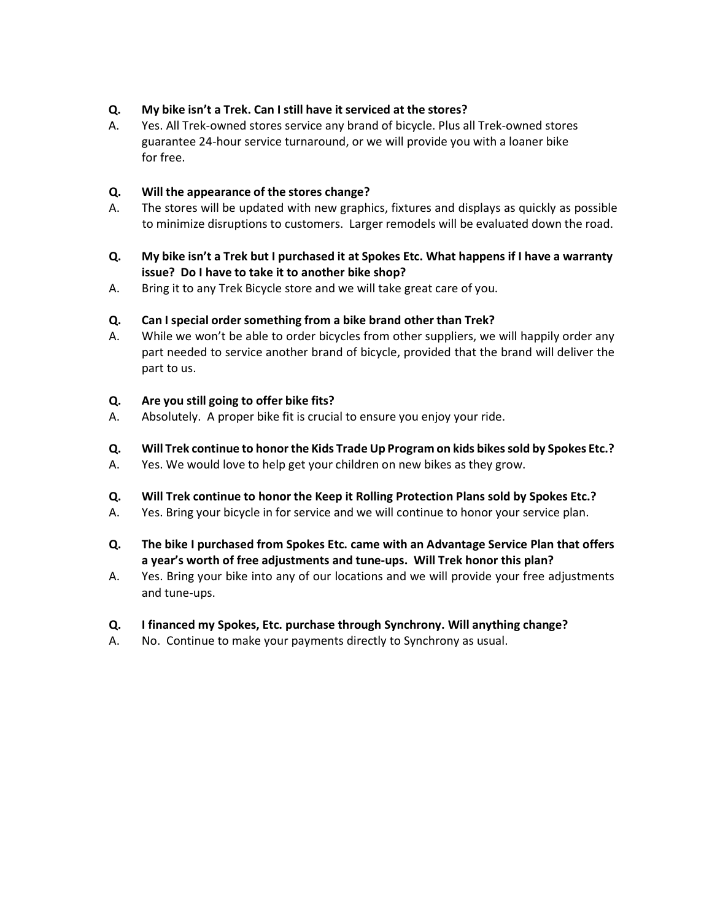**Q. My bike isn't a Trek. Can I still have it serviced at the stores?**

A. Yes. All Trek-owned stores service any brand of bicycle. Plus all Trek-owned stores guarantee 24-hour service turnaround, or we will provide you with a loaner bike for free.

**Q. Will the appearance of the stores change?**

A. The stores will be updated with new graphics, fixtures and displays as quickly as possible to minimize disruptions to customers. Larger remodels will be evaluated down the road.

**Q. My bike isn't a Trek but I purchased it at Spokes Etc. What happens if I have a warranty issue? Do I have to take it to another bike shop?**

A. Bring it to any Trek Bicycle store and we will take great care of you.

**Q. Can I special order something from a bike brand other than Trek?**

A. While we won't be able to order bicycles from other suppliers, we will happily order any part needed to service another brand of bicycle, provided that the brand will deliver the part to us.

**Q. Are you still going to offer bike fits?**

A. Absolutely. A proper bike fit is crucial to ensure you enjoy your ride.

**Q. Will Trek continue to honor the Kids Trade Up Program on kids bikes sold by Spokes Etc.?**

A. Yes. We would love to help get your children on new bikes as they grow.

**Q. Will Trek continue to honor the Keep it Rolling Protection Plans sold by Spokes Etc.?**

A. Yes. Bring your bicycle in for service and we will continue to honor your service plan.

**Q. The bike I purchased from Spokes Etc. came with an Advantage Service Plan that offers a year's worth of free adjustments and tune-ups. Will Trek honor this plan?**

A. Yes. Bring your bike into any of our locations and we will provide your free adjustments and tune-ups.

**Q. I financed my Spokes, Etc. purchase through Synchrony. Will anything change?**

A. No. Continue to make your payments directly to Synchrony as usual.